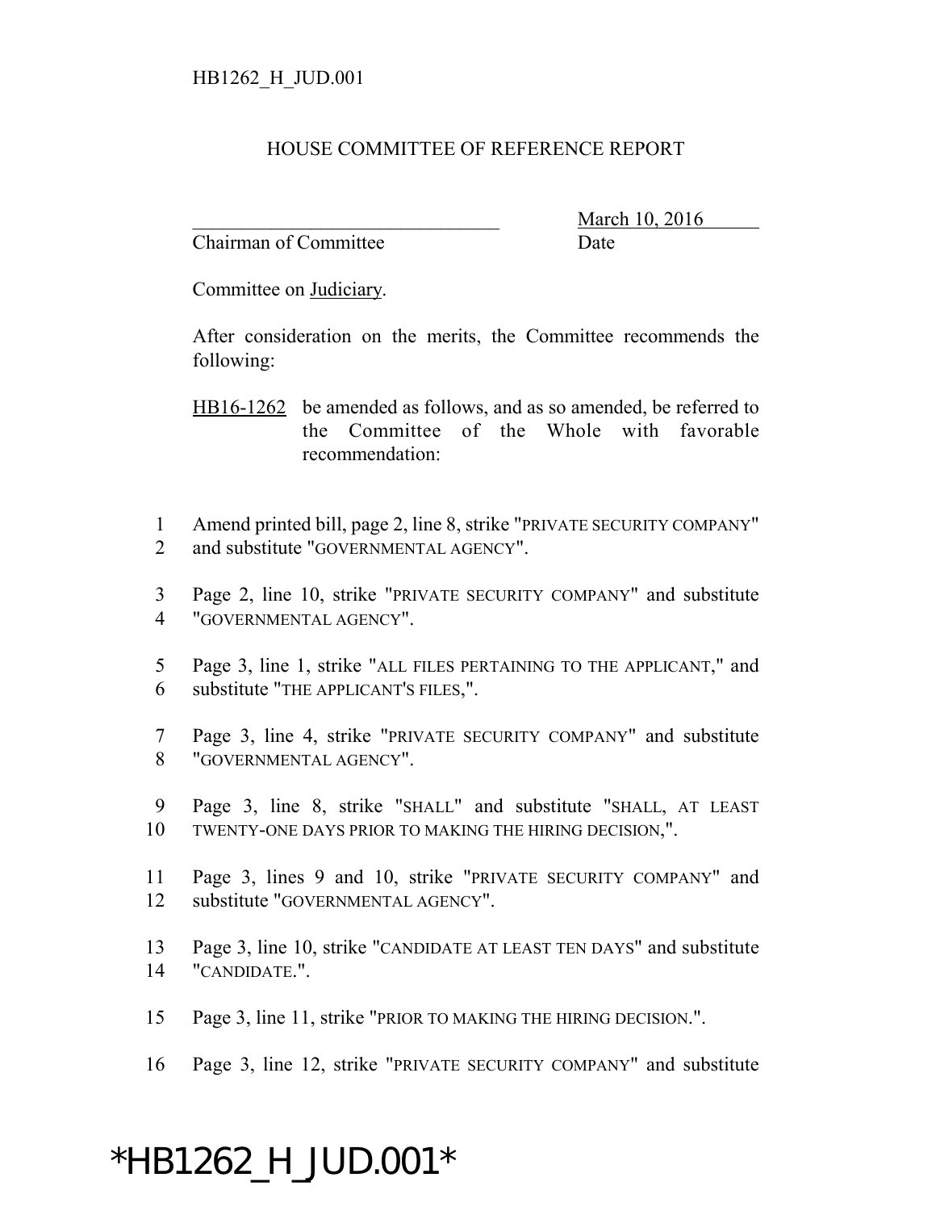HB1262_H_JUD.001

# HOUSE COMMITTEE OF REFERENCE REPORT

_______________________________ March 10, 2016
Chairman of Committee Date

Committee on Judiciary.

After consideration on the merits, the Committee recommends the following:

HB16-1262 be amended as follows, and as so amended, be referred to the Committee of the Whole with favorable recommendation:

1 Amend printed bill, page 2, line 8, strike "PRIVATE SECURITY COMPANY"
2 and substitute "GOVERNMENTAL AGENCY".

3 Page 2, line 10, strike "PRIVATE SECURITY COMPANY" and substitute
4 "GOVERNMENTAL AGENCY".

5 Page 3, line 1, strike "ALL FILES PERTAINING TO THE APPLICANT," and
6 substitute "THE APPLICANT'S FILES,".

7 Page 3, line 4, strike "PRIVATE SECURITY COMPANY" and substitute
8 "GOVERNMENTAL AGENCY".

9 Page 3, line 8, strike "SHALL" and substitute "SHALL, AT LEAST
10 TWENTY-ONE DAYS PRIOR TO MAKING THE HIRING DECISION,".

11 Page 3, lines 9 and 10, strike "PRIVATE SECURITY COMPANY" and
12 substitute "GOVERNMENTAL AGENCY".

13 Page 3, line 10, strike "CANDIDATE AT LEAST TEN DAYS" and substitute
14 "CANDIDATE.".

15 Page 3, line 11, strike "PRIOR TO MAKING THE HIRING DECISION.".

16 Page 3, line 12, strike "PRIVATE SECURITY COMPANY" and substitute

*HB1262_H_JUD.001*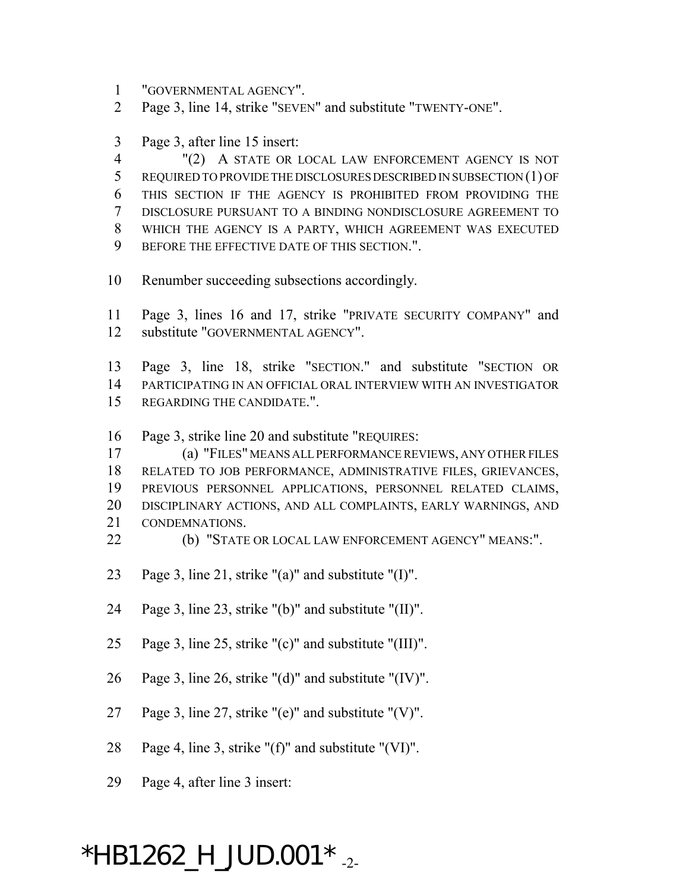"GOVERNMENTAL AGENCY".

Page 3, line 14, strike "SEVEN" and substitute "TWENTY-ONE".

Page 3, after line 15 insert:

"(2) A STATE OR LOCAL LAW ENFORCEMENT AGENCY IS NOT REQUIRED TO PROVIDE THE DISCLOSURES DESCRIBED IN SUBSECTION (1) OF THIS SECTION IF THE AGENCY IS PROHIBITED FROM PROVIDING THE DISCLOSURE PURSUANT TO A BINDING NONDISCLOSURE AGREEMENT TO WHICH THE AGENCY IS A PARTY, WHICH AGREEMENT WAS EXECUTED BEFORE THE EFFECTIVE DATE OF THIS SECTION.".

Renumber succeeding subsections accordingly.

Page 3, lines 16 and 17, strike "PRIVATE SECURITY COMPANY" and substitute "GOVERNMENTAL AGENCY".

Page 3, line 18, strike "SECTION." and substitute "SECTION OR PARTICIPATING IN AN OFFICIAL ORAL INTERVIEW WITH AN INVESTIGATOR REGARDING THE CANDIDATE.".

Page 3, strike line 20 and substitute "REQUIRES:

(a) "FILES" MEANS ALL PERFORMANCE REVIEWS, ANY OTHER FILES RELATED TO JOB PERFORMANCE, ADMINISTRATIVE FILES, GRIEVANCES, PREVIOUS PERSONNEL APPLICATIONS, PERSONNEL RELATED CLAIMS, DISCIPLINARY ACTIONS, AND ALL COMPLAINTS, EARLY WARNINGS, AND CONDEMNATIONS.

(b) "STATE OR LOCAL LAW ENFORCEMENT AGENCY" MEANS:".

Page 3, line 21, strike "(a)" and substitute "(I)".

Page 3, line 23, strike "(b)" and substitute "(II)".

Page 3, line 25, strike "(c)" and substitute "(III)".

Page 3, line 26, strike "(d)" and substitute "(IV)".

Page 3, line 27, strike "(e)" and substitute "(V)".

Page 4, line 3, strike "(f)" and substitute "(VI)".

Page 4, after line 3 insert:

*HB1262_H_JUD.001*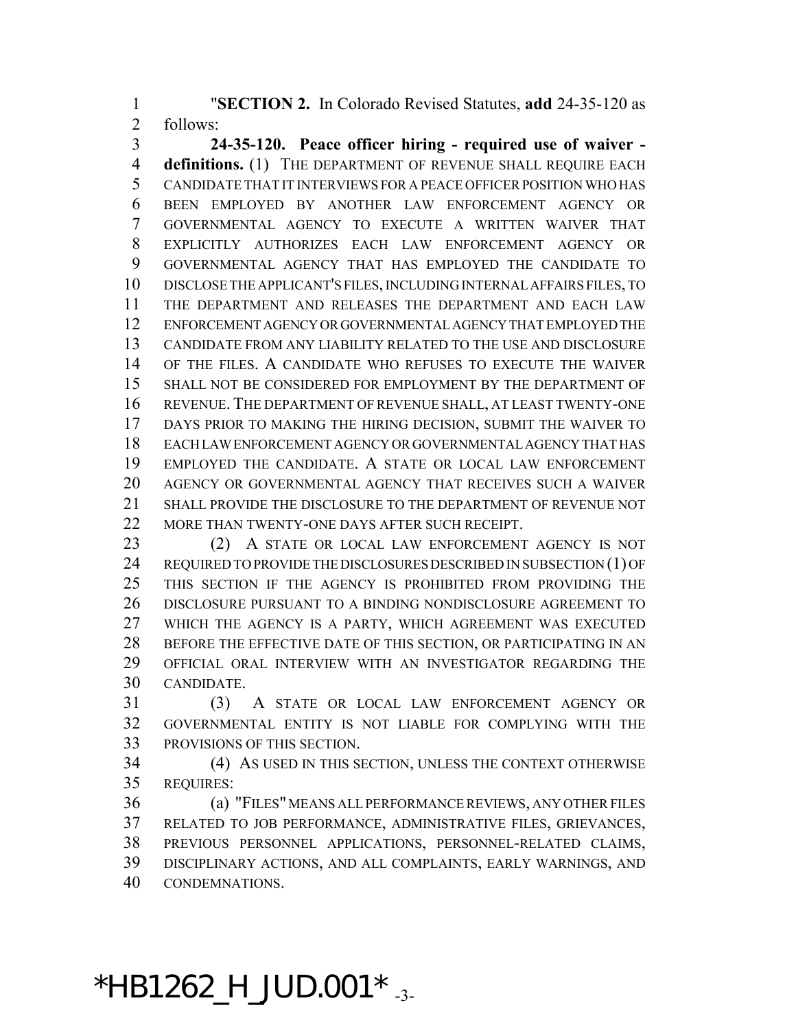"**SECTION 2.** In Colorado Revised Statutes, **add** 24-35-120 as follows:

**24-35-120. Peace officer hiring - required use of waiver - definitions.** (1) THE DEPARTMENT OF REVENUE SHALL REQUIRE EACH CANDIDATE THAT IT INTERVIEWS FOR A PEACE OFFICER POSITION WHO HAS BEEN EMPLOYED BY ANOTHER LAW ENFORCEMENT AGENCY OR GOVERNMENTAL AGENCY TO EXECUTE A WRITTEN WAIVER THAT EXPLICITLY AUTHORIZES EACH LAW ENFORCEMENT AGENCY OR GOVERNMENTAL AGENCY THAT HAS EMPLOYED THE CANDIDATE TO DISCLOSE THE APPLICANT'S FILES, INCLUDING INTERNAL AFFAIRS FILES, TO THE DEPARTMENT AND RELEASES THE DEPARTMENT AND EACH LAW ENFORCEMENT AGENCY OR GOVERNMENTAL AGENCY THAT EMPLOYED THE CANDIDATE FROM ANY LIABILITY RELATED TO THE USE AND DISCLOSURE OF THE FILES. A CANDIDATE WHO REFUSES TO EXECUTE THE WAIVER SHALL NOT BE CONSIDERED FOR EMPLOYMENT BY THE DEPARTMENT OF REVENUE. THE DEPARTMENT OF REVENUE SHALL, AT LEAST TWENTY-ONE DAYS PRIOR TO MAKING THE HIRING DECISION, SUBMIT THE WAIVER TO EACH LAW ENFORCEMENT AGENCY OR GOVERNMENTAL AGENCY THAT HAS EMPLOYED THE CANDIDATE. A STATE OR LOCAL LAW ENFORCEMENT AGENCY OR GOVERNMENTAL AGENCY THAT RECEIVES SUCH A WAIVER SHALL PROVIDE THE DISCLOSURE TO THE DEPARTMENT OF REVENUE NOT MORE THAN TWENTY-ONE DAYS AFTER SUCH RECEIPT.

(2) A STATE OR LOCAL LAW ENFORCEMENT AGENCY IS NOT REQUIRED TO PROVIDE THE DISCLOSURES DESCRIBED IN SUBSECTION (1) OF THIS SECTION IF THE AGENCY IS PROHIBITED FROM PROVIDING THE DISCLOSURE PURSUANT TO A BINDING NONDISCLOSURE AGREEMENT TO WHICH THE AGENCY IS A PARTY, WHICH AGREEMENT WAS EXECUTED BEFORE THE EFFECTIVE DATE OF THIS SECTION, OR PARTICIPATING IN AN OFFICIAL ORAL INTERVIEW WITH AN INVESTIGATOR REGARDING THE CANDIDATE.

(3) A STATE OR LOCAL LAW ENFORCEMENT AGENCY OR GOVERNMENTAL ENTITY IS NOT LIABLE FOR COMPLYING WITH THE PROVISIONS OF THIS SECTION.

(4) AS USED IN THIS SECTION, UNLESS THE CONTEXT OTHERWISE REQUIRES:

(a) "FILES" MEANS ALL PERFORMANCE REVIEWS, ANY OTHER FILES RELATED TO JOB PERFORMANCE, ADMINISTRATIVE FILES, GRIEVANCES, PREVIOUS PERSONNEL APPLICATIONS, PERSONNEL-RELATED CLAIMS, DISCIPLINARY ACTIONS, AND ALL COMPLAINTS, EARLY WARNINGS, AND CONDEMNATIONS.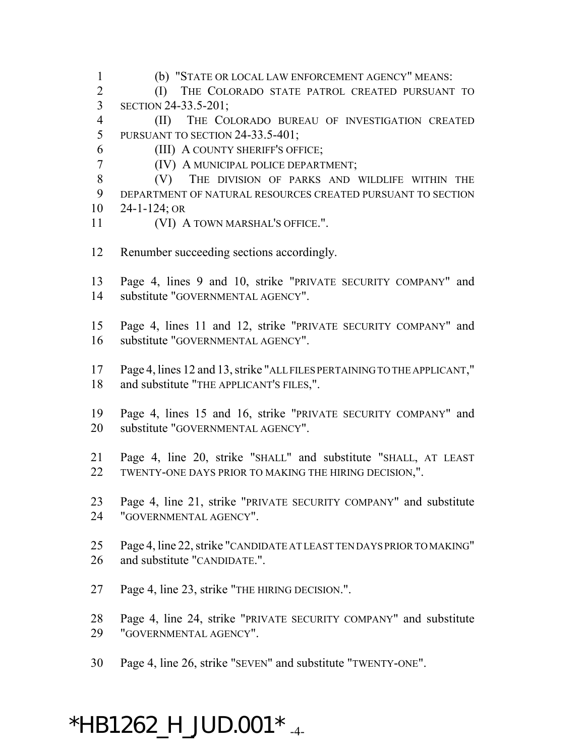(b) "STATE OR LOCAL LAW ENFORCEMENT AGENCY" MEANS:

(I) THE COLORADO STATE PATROL CREATED PURSUANT TO SECTION 24-33.5-201;

(II) THE COLORADO BUREAU OF INVESTIGATION CREATED PURSUANT TO SECTION 24-33.5-401;

(III) A COUNTY SHERIFF'S OFFICE;

(IV) A MUNICIPAL POLICE DEPARTMENT;

(V) THE DIVISION OF PARKS AND WILDLIFE WITHIN THE DEPARTMENT OF NATURAL RESOURCES CREATED PURSUANT TO SECTION 24-1-124; OR

(VI) A TOWN MARSHAL'S OFFICE.".

Renumber succeeding sections accordingly.

Page 4, lines 9 and 10, strike "PRIVATE SECURITY COMPANY" and substitute "GOVERNMENTAL AGENCY".

Page 4, lines 11 and 12, strike "PRIVATE SECURITY COMPANY" and substitute "GOVERNMENTAL AGENCY".

Page 4, lines 12 and 13, strike "ALL FILES PERTAINING TO THE APPLICANT," and substitute "THE APPLICANT'S FILES,".

Page 4, lines 15 and 16, strike "PRIVATE SECURITY COMPANY" and substitute "GOVERNMENTAL AGENCY".

Page 4, line 20, strike "SHALL" and substitute "SHALL, AT LEAST TWENTY-ONE DAYS PRIOR TO MAKING THE HIRING DECISION,".

Page 4, line 21, strike "PRIVATE SECURITY COMPANY" and substitute "GOVERNMENTAL AGENCY".

Page 4, line 22, strike "CANDIDATE AT LEAST TEN DAYS PRIOR TO MAKING" and substitute "CANDIDATE.".

Page 4, line 23, strike "THE HIRING DECISION.".

Page 4, line 24, strike "PRIVATE SECURITY COMPANY" and substitute "GOVERNMENTAL AGENCY".

Page 4, line 26, strike "SEVEN" and substitute "TWENTY-ONE".

*HB1262_H_JUD.001*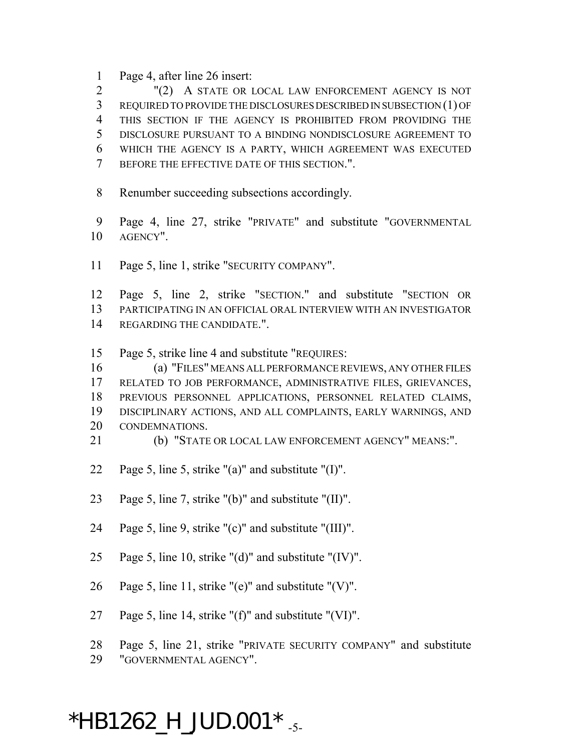Page 4, after line 26 insert:

"(2) A STATE OR LOCAL LAW ENFORCEMENT AGENCY IS NOT REQUIRED TO PROVIDE THE DISCLOSURES DESCRIBED IN SUBSECTION (1) OF THIS SECTION IF THE AGENCY IS PROHIBITED FROM PROVIDING THE DISCLOSURE PURSUANT TO A BINDING NONDISCLOSURE AGREEMENT TO WHICH THE AGENCY IS A PARTY, WHICH AGREEMENT WAS EXECUTED BEFORE THE EFFECTIVE DATE OF THIS SECTION.".

Renumber succeeding subsections accordingly.

Page 4, line 27, strike "PRIVATE" and substitute "GOVERNMENTAL AGENCY".

Page 5, line 1, strike "SECURITY COMPANY".

Page 5, line 2, strike "SECTION." and substitute "SECTION OR PARTICIPATING IN AN OFFICIAL ORAL INTERVIEW WITH AN INVESTIGATOR REGARDING THE CANDIDATE.".

Page 5, strike line 4 and substitute "REQUIRES:

(a) "FILES" MEANS ALL PERFORMANCE REVIEWS, ANY OTHER FILES RELATED TO JOB PERFORMANCE, ADMINISTRATIVE FILES, GRIEVANCES, PREVIOUS PERSONNEL APPLICATIONS, PERSONNEL RELATED CLAIMS, DISCIPLINARY ACTIONS, AND ALL COMPLAINTS, EARLY WARNINGS, AND CONDEMNATIONS.

(b) "STATE OR LOCAL LAW ENFORCEMENT AGENCY" MEANS:".

Page 5, line 5, strike "(a)" and substitute "(I)".

Page 5, line 7, strike "(b)" and substitute "(II)".

Page 5, line 9, strike "(c)" and substitute "(III)".

Page 5, line 10, strike "(d)" and substitute "(IV)".

Page 5, line 11, strike "(e)" and substitute "(V)".

Page 5, line 14, strike "(f)" and substitute "(VI)".

Page 5, line 21, strike "PRIVATE SECURITY COMPANY" and substitute "GOVERNMENTAL AGENCY".

*HB1262_H_JUD.001*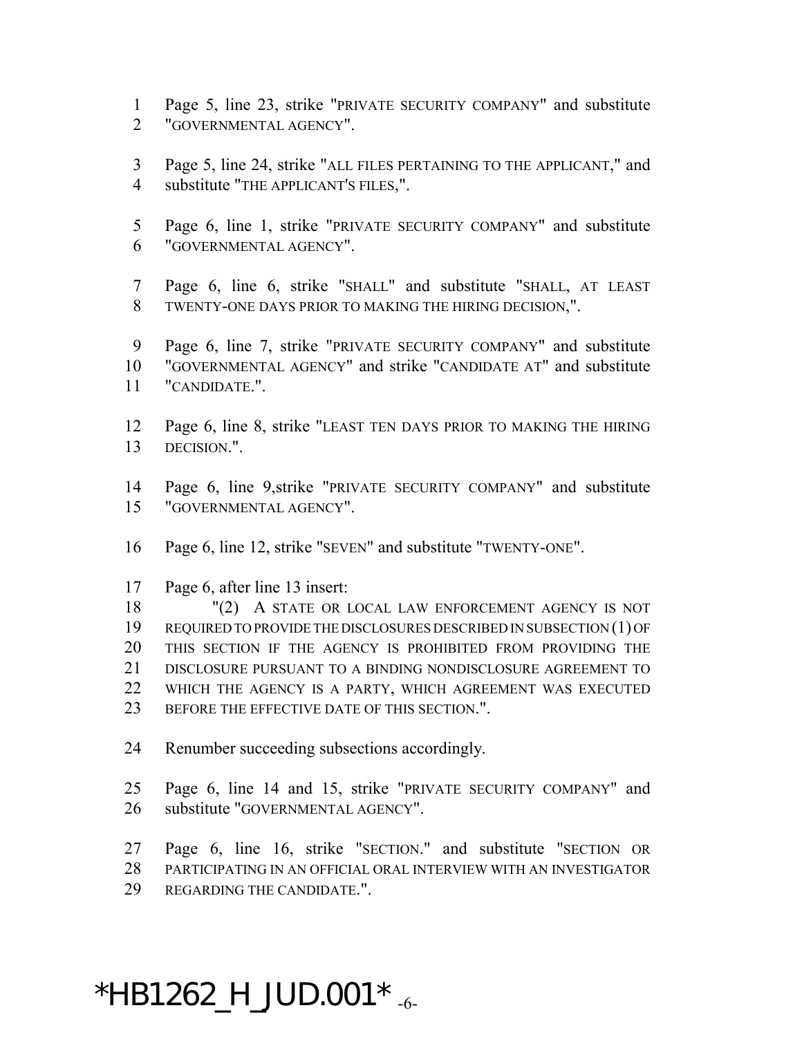Page 5, line 23, strike "PRIVATE SECURITY COMPANY" and substitute "GOVERNMENTAL AGENCY".

Page 5, line 24, strike "ALL FILES PERTAINING TO THE APPLICANT," and substitute "THE APPLICANT'S FILES,".

Page 6, line 1, strike "PRIVATE SECURITY COMPANY" and substitute "GOVERNMENTAL AGENCY".

Page 6, line 6, strike "SHALL" and substitute "SHALL, AT LEAST TWENTY-ONE DAYS PRIOR TO MAKING THE HIRING DECISION,".

Page 6, line 7, strike "PRIVATE SECURITY COMPANY" and substitute "GOVERNMENTAL AGENCY" and strike "CANDIDATE AT" and substitute "CANDIDATE.".

Page 6, line 8, strike "LEAST TEN DAYS PRIOR TO MAKING THE HIRING DECISION.".

Page 6, line 9,strike "PRIVATE SECURITY COMPANY" and substitute "GOVERNMENTAL AGENCY".

Page 6, line 12, strike "SEVEN" and substitute "TWENTY-ONE".

Page 6, after line 13 insert:

"(2) A STATE OR LOCAL LAW ENFORCEMENT AGENCY IS NOT REQUIRED TO PROVIDE THE DISCLOSURES DESCRIBED IN SUBSECTION (1) OF THIS SECTION IF THE AGENCY IS PROHIBITED FROM PROVIDING THE DISCLOSURE PURSUANT TO A BINDING NONDISCLOSURE AGREEMENT TO WHICH THE AGENCY IS A PARTY, WHICH AGREEMENT WAS EXECUTED BEFORE THE EFFECTIVE DATE OF THIS SECTION.".

Renumber succeeding subsections accordingly.

Page 6, line 14 and 15, strike "PRIVATE SECURITY COMPANY" and substitute "GOVERNMENTAL AGENCY".

Page 6, line 16, strike "SECTION." and substitute "SECTION OR PARTICIPATING IN AN OFFICIAL ORAL INTERVIEW WITH AN INVESTIGATOR REGARDING THE CANDIDATE.".

*HB1262_H_JUD.001*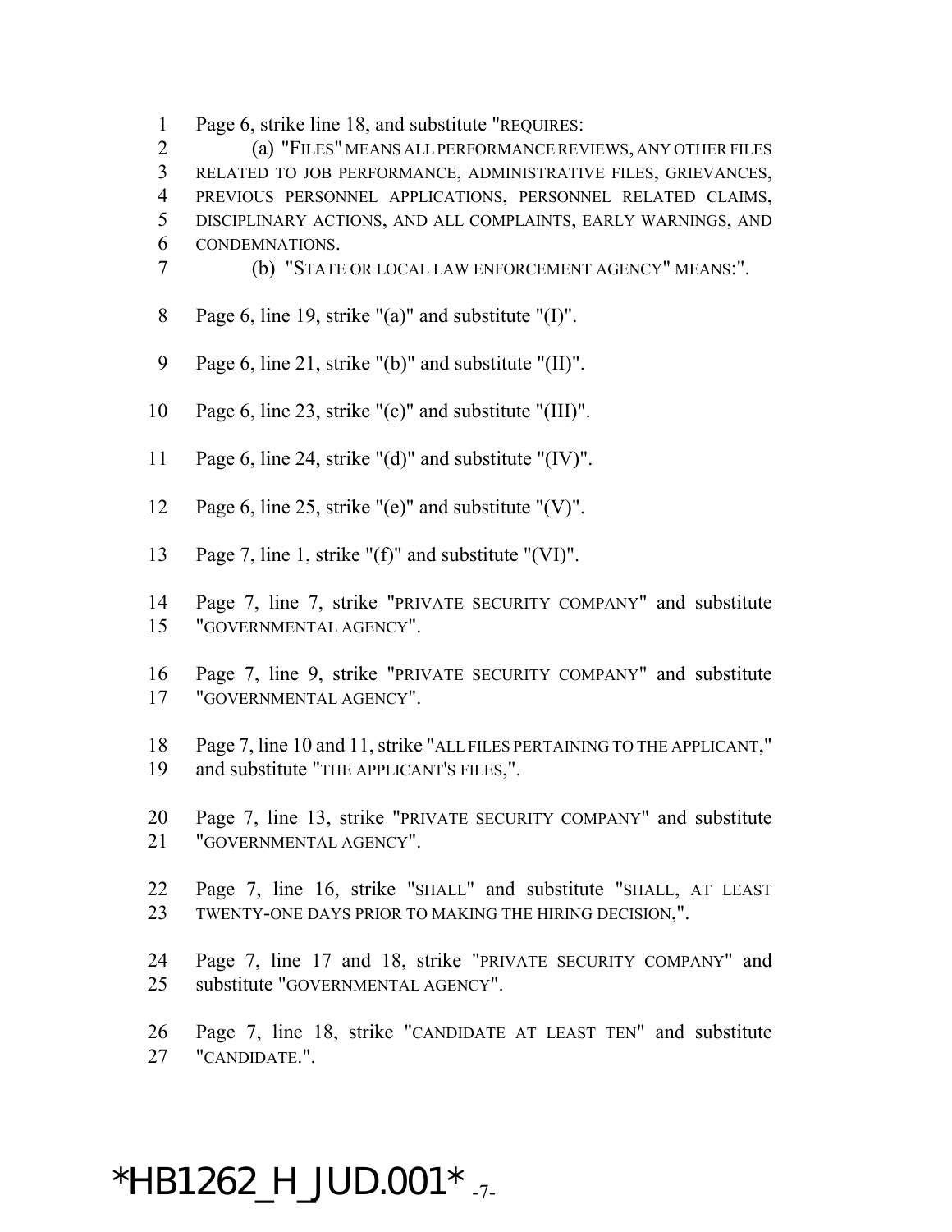Page 6, strike line 18, and substitute "REQUIRES:

(a) "FILES" MEANS ALL PERFORMANCE REVIEWS, ANY OTHER FILES RELATED TO JOB PERFORMANCE, ADMINISTRATIVE FILES, GRIEVANCES, PREVIOUS PERSONNEL APPLICATIONS, PERSONNEL RELATED CLAIMS, DISCIPLINARY ACTIONS, AND ALL COMPLAINTS, EARLY WARNINGS, AND CONDEMNATIONS.

(b) "STATE OR LOCAL LAW ENFORCEMENT AGENCY" MEANS:".

Page 6, line 19, strike "(a)" and substitute "(I)".

Page 6, line 21, strike "(b)" and substitute "(II)".

Page 6, line 23, strike "(c)" and substitute "(III)".

Page 6, line 24, strike "(d)" and substitute "(IV)".

Page 6, line 25, strike "(e)" and substitute "(V)".

Page 7, line 1, strike "(f)" and substitute "(VI)".

Page 7, line 7, strike "PRIVATE SECURITY COMPANY" and substitute "GOVERNMENTAL AGENCY".

Page 7, line 9, strike "PRIVATE SECURITY COMPANY" and substitute "GOVERNMENTAL AGENCY".

Page 7, line 10 and 11, strike "ALL FILES PERTAINING TO THE APPLICANT," and substitute "THE APPLICANT'S FILES,".

Page 7, line 13, strike "PRIVATE SECURITY COMPANY" and substitute "GOVERNMENTAL AGENCY".

Page 7, line 16, strike "SHALL" and substitute "SHALL, AT LEAST TWENTY-ONE DAYS PRIOR TO MAKING THE HIRING DECISION,".

Page 7, line 17 and 18, strike "PRIVATE SECURITY COMPANY" and substitute "GOVERNMENTAL AGENCY".

Page 7, line 18, strike "CANDIDATE AT LEAST TEN" and substitute "CANDIDATE.".

*HB1262_H_JUD.001*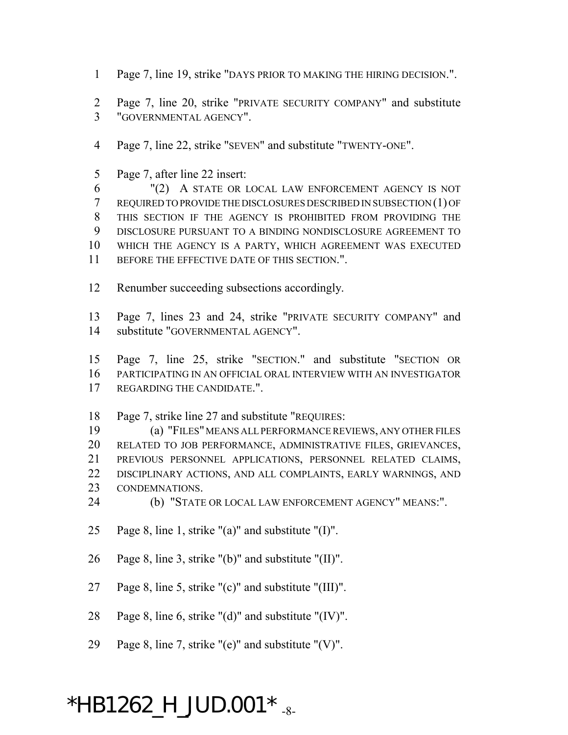Page 7, line 19, strike "DAYS PRIOR TO MAKING THE HIRING DECISION.".

Page 7, line 20, strike "PRIVATE SECURITY COMPANY" and substitute "GOVERNMENTAL AGENCY".

Page 7, line 22, strike "SEVEN" and substitute "TWENTY-ONE".

Page 7, after line 22 insert:

"(2) A STATE OR LOCAL LAW ENFORCEMENT AGENCY IS NOT REQUIRED TO PROVIDE THE DISCLOSURES DESCRIBED IN SUBSECTION (1) OF THIS SECTION IF THE AGENCY IS PROHIBITED FROM PROVIDING THE DISCLOSURE PURSUANT TO A BINDING NONDISCLOSURE AGREEMENT TO WHICH THE AGENCY IS A PARTY, WHICH AGREEMENT WAS EXECUTED BEFORE THE EFFECTIVE DATE OF THIS SECTION.".

Renumber succeeding subsections accordingly.

Page 7, lines 23 and 24, strike "PRIVATE SECURITY COMPANY" and substitute "GOVERNMENTAL AGENCY".

Page 7, line 25, strike "SECTION." and substitute "SECTION OR PARTICIPATING IN AN OFFICIAL ORAL INTERVIEW WITH AN INVESTIGATOR REGARDING THE CANDIDATE.".

Page 7, strike line 27 and substitute "REQUIRES:

(a) "FILES" MEANS ALL PERFORMANCE REVIEWS, ANY OTHER FILES RELATED TO JOB PERFORMANCE, ADMINISTRATIVE FILES, GRIEVANCES, PREVIOUS PERSONNEL APPLICATIONS, PERSONNEL RELATED CLAIMS, DISCIPLINARY ACTIONS, AND ALL COMPLAINTS, EARLY WARNINGS, AND CONDEMNATIONS.

(b) "STATE OR LOCAL LAW ENFORCEMENT AGENCY" MEANS:".

Page 8, line 1, strike "(a)" and substitute "(I)".

Page 8, line 3, strike "(b)" and substitute "(II)".

Page 8, line 5, strike "(c)" and substitute "(III)".

Page 8, line 6, strike "(d)" and substitute "(IV)".

Page 8, line 7, strike "(e)" and substitute "(V)".

*HB1262_H_JUD.001*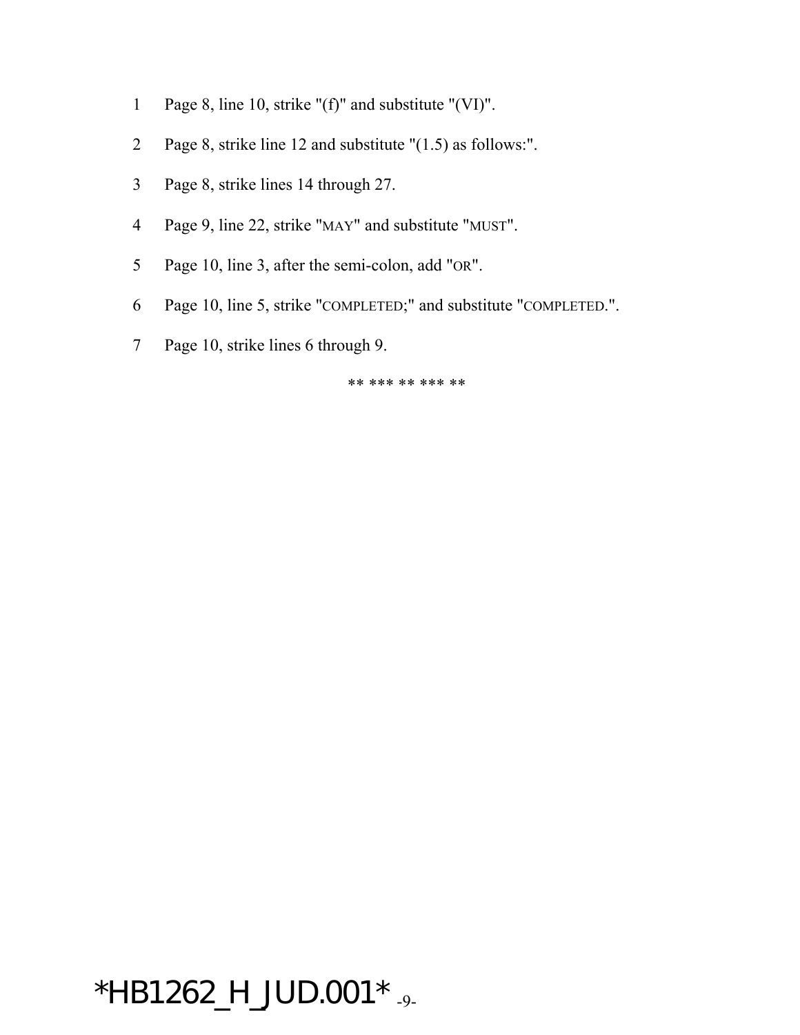1 Page 8, line 10, strike "(f)" and substitute "(VI)".

2 Page 8, strike line 12 and substitute "(1.5) as follows:".

3 Page 8, strike lines 14 through 27.

4 Page 9, line 22, strike "MAY" and substitute "MUST".

5 Page 10, line 3, after the semi-colon, add "OR".

6 Page 10, line 5, strike "COMPLETED;" and substitute "COMPLETED.".

7 Page 10, strike lines 6 through 9.

** *** ** *** **

*HB1262_H_JUD.001*